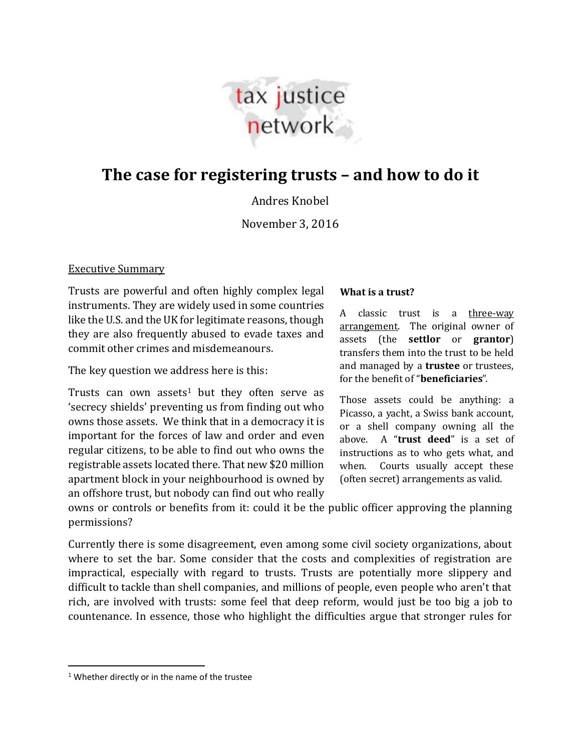tax justice network

# The case for registering trusts – and how to do it

Andres Knobel

November 3, 2016

## Executive Summary

Trusts are powerful and often highly complex legal instruments. They are widely used in some countries like the U.S. and the UK for legitimate reasons, though they are also frequently abused to evade taxes and commit other crimes and misdemeanours.

The key question we address here is this:

Trusts can own assets[1] but they often serve as 'secrecy shields' preventing us from finding out who owns those assets. We think that in a democracy it is important for the forces of law and order and even regular citizens, to be able to find out who owns the registrable assets located there. That new $20 million apartment block in your neighbourhood is owned by an offshore trust, but nobody can find out who really owns or controls or benefits from it: could it be the public officer approving the planning permissions?

> **What is a trust?**
>
> A classic trust is a <u>three-way arrangement</u>. The original owner of assets (the **settlor** or **grantor**) transfers them into the trust to be held and managed by a **trustee** or trustees, for the benefit of "**beneficiaries**".
>
> Those assets could be anything: a Picasso, a yacht, a Swiss bank account, or a shell company owning all the above. A "**trust deed**" is a set of instructions as to who gets what, and when. Courts usually accept these (often secret) arrangements as valid.

Currently there is some disagreement, even among some civil society organizations, about where to set the bar. Some consider that the costs and complexities of registration are impractical, especially with regard to trusts. Trusts are potentially more slippery and difficult to tackle than shell companies, and millions of people, even people who aren't that rich, are involved with trusts: some feel that deep reform, would just be too big a job to countenance. In essence, those who highlight the difficulties argue that stronger rules for

[1] Whether directly or in the name of the trustee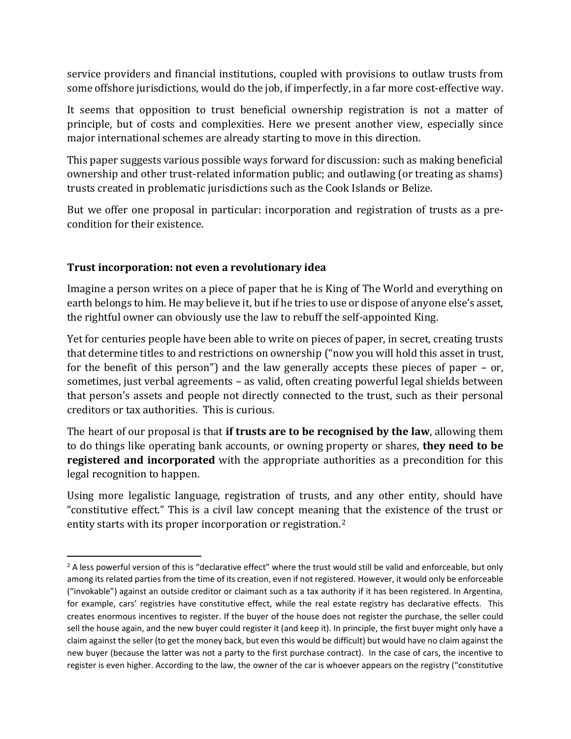service providers and financial institutions, coupled with provisions to outlaw trusts from some offshore jurisdictions, would do the job, if imperfectly, in a far more cost-effective way.

It seems that opposition to trust beneficial ownership registration is not a matter of principle, but of costs and complexities. Here we present another view, especially since major international schemes are already starting to move in this direction.

This paper suggests various possible ways forward for discussion: such as making beneficial ownership and other trust-related information public; and outlawing (or treating as shams) trusts created in problematic jurisdictions such as the Cook Islands or Belize.

But we offer one proposal in particular: incorporation and registration of trusts as a pre-condition for their existence.

**Trust incorporation: not even a revolutionary idea**

Imagine a person writes on a piece of paper that he is King of The World and everything on earth belongs to him. He may believe it, but if he tries to use or dispose of anyone else's asset, the rightful owner can obviously use the law to rebuff the self-appointed King.

Yet for centuries people have been able to write on pieces of paper, in secret, creating trusts that determine titles to and restrictions on ownership ("now you will hold this asset in trust, for the benefit of this person") and the law generally accepts these pieces of paper – or, sometimes, just verbal agreements – as valid, often creating powerful legal shields between that person's assets and people not directly connected to the trust, such as their personal creditors or tax authorities. This is curious.

The heart of our proposal is that **if trusts are to be recognised by the law**, allowing them to do things like operating bank accounts, or owning property or shares, **they need to be registered and incorporated** with the appropriate authorities as a precondition for this legal recognition to happen.

Using more legalistic language, registration of trusts, and any other entity, should have "constitutive effect." This is a civil law concept meaning that the existence of the trust or entity starts with its proper incorporation or registration.[2]

[2] A less powerful version of this is "declarative effect" where the trust would still be valid and enforceable, but only among its related parties from the time of its creation, even if not registered. However, it would only be enforceable ("invokable") against an outside creditor or claimant such as a tax authority if it has been registered. In Argentina, for example, cars' registries have constitutive effect, while the real estate registry has declarative effects. This creates enormous incentives to register. If the buyer of the house does not register the purchase, the seller could sell the house again, and the new buyer could register it (and keep it). In principle, the first buyer might only have a claim against the seller (to get the money back, but even this would be difficult) but would have no claim against the new buyer (because the latter was not a party to the first purchase contract). In the case of cars, the incentive to register is even higher. According to the law, the owner of the car is whoever appears on the registry ("constitutive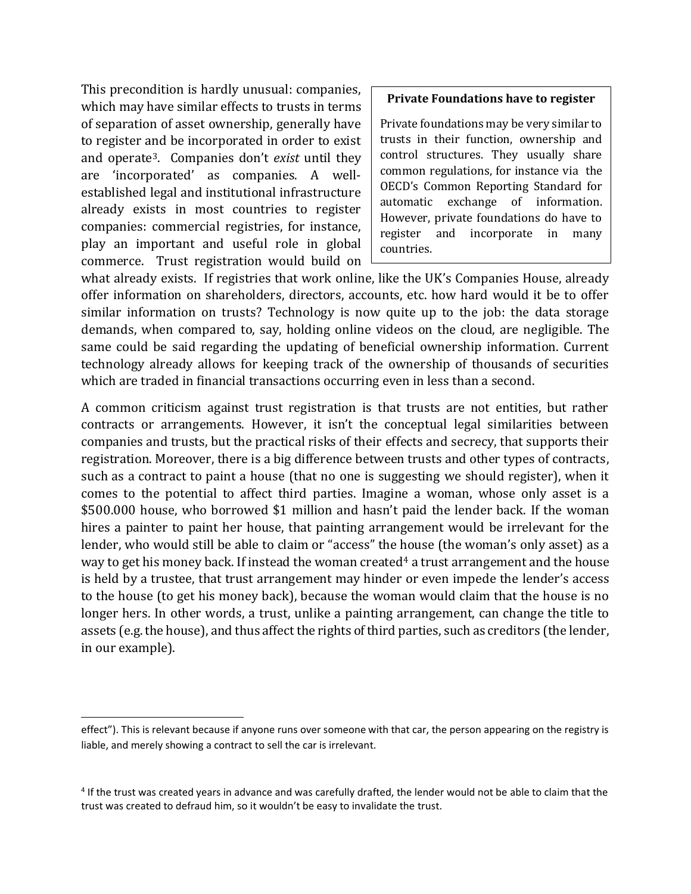This precondition is hardly unusual: companies, which may have similar effects to trusts in terms of separation of asset ownership, generally have to register and be incorporated in order to exist and operate[3]. Companies don't *exist* until they are 'incorporated' as companies. A well-established legal and institutional infrastructure already exists in most countries to register companies: commercial registries, for instance, play an important and useful role in global commerce. Trust registration would build on what already exists. If registries that work online, like the UK's Companies House, already offer information on shareholders, directors, accounts, etc. how hard would it be to offer similar information on trusts? Technology is now quite up to the job: the data storage demands, when compared to, say, holding online videos on the cloud, are negligible. The same could be said regarding the updating of beneficial ownership information. Current technology already allows for keeping track of the ownership of thousands of securities which are traded in financial transactions occurring even in less than a second.

> **Private Foundations have to register**
>
> Private foundations may be very similar to trusts in their function, ownership and control structures. They usually share common regulations, for instance via the OECD's Common Reporting Standard for automatic exchange of information. However, private foundations do have to register and incorporate in many countries.

A common criticism against trust registration is that trusts are not entities, but rather contracts or arrangements. However, it isn't the conceptual legal similarities between companies and trusts, but the practical risks of their effects and secrecy, that supports their registration. Moreover, there is a big difference between trusts and other types of contracts, such as a contract to paint a house (that no one is suggesting we should register), when it comes to the potential to affect third parties. Imagine a woman, whose only asset is a $500.000 house, who borrowed $1 million and hasn't paid the lender back. If the woman hires a painter to paint her house, that painting arrangement would be irrelevant for the lender, who would still be able to claim or "access" the house (the woman's only asset) as a way to get his money back. If instead the woman created[4] a trust arrangement and the house is held by a trustee, that trust arrangement may hinder or even impede the lender's access to the house (to get his money back), because the woman would claim that the house is no longer hers. In other words, a trust, unlike a painting arrangement, can change the title to assets (e.g. the house), and thus affect the rights of third parties, such as creditors (the lender, in our example).

---

effect"). This is relevant because if anyone runs over someone with that car, the person appearing on the registry is liable, and merely showing a contract to sell the car is irrelevant.

[4] If the trust was created years in advance and was carefully drafted, the lender would not be able to claim that the trust was created to defraud him, so it wouldn't be easy to invalidate the trust.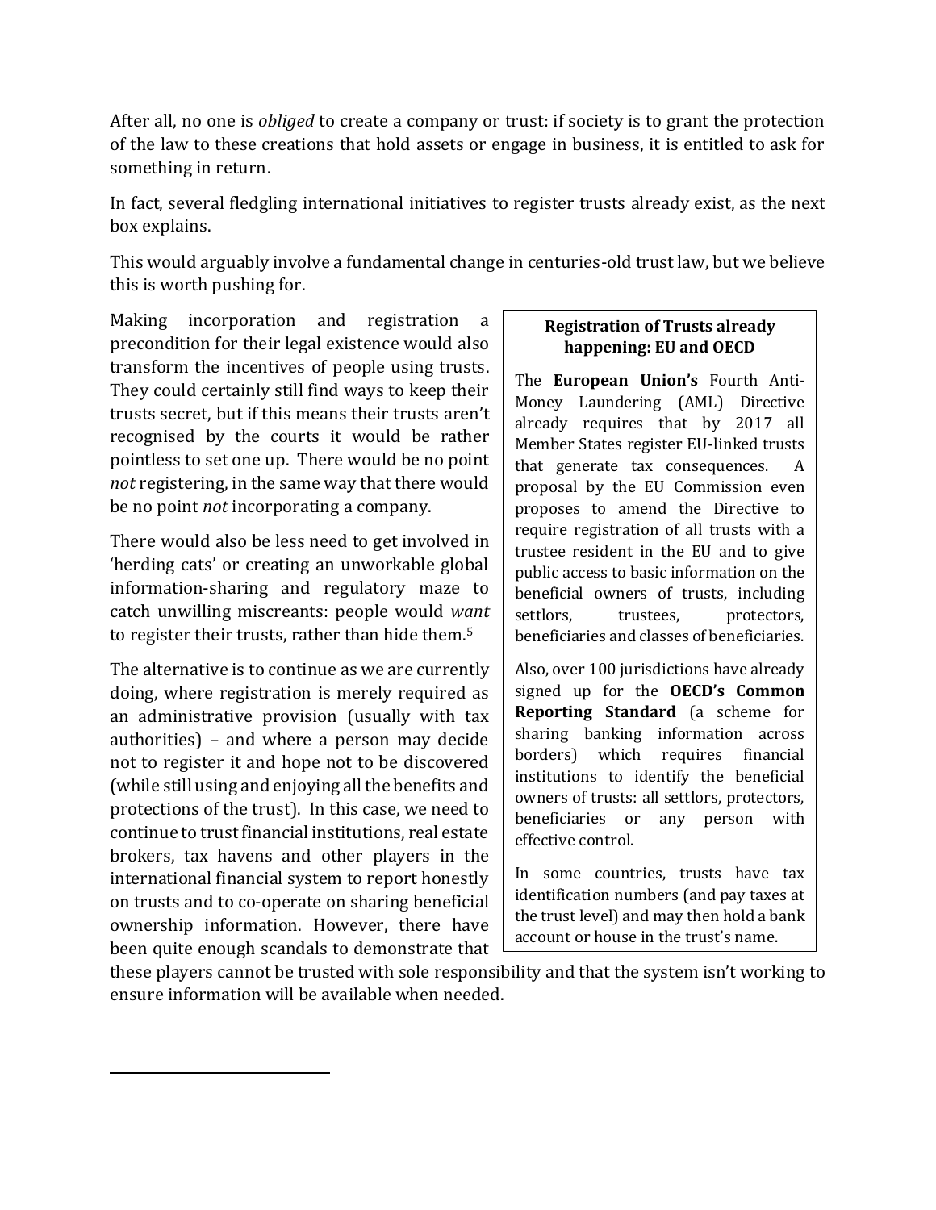After all, no one is *obliged* to create a company or trust: if society is to grant the protection of the law to these creations that hold assets or engage in business, it is entitled to ask for something in return.

In fact, several fledgling international initiatives to register trusts already exist, as the next box explains.

This would arguably involve a fundamental change in centuries-old trust law, but we believe this is worth pushing for.

Making incorporation and registration a precondition for their legal existence would also transform the incentives of people using trusts. They could certainly still find ways to keep their trusts secret, but if this means their trusts aren't recognised by the courts it would be rather pointless to set one up. There would be no point *not* registering, in the same way that there would be no point *not* incorporating a company.

There would also be less need to get involved in 'herding cats' or creating an unworkable global information-sharing and regulatory maze to catch unwilling miscreants: people would *want* to register their trusts, rather than hide them.[5]

The alternative is to continue as we are currently doing, where registration is merely required as an administrative provision (usually with tax authorities) – and where a person may decide not to register it and hope not to be discovered (while still using and enjoying all the benefits and protections of the trust). In this case, we need to continue to trust financial institutions, real estate brokers, tax havens and other players in the international financial system to report honestly on trusts and to co-operate on sharing beneficial ownership information. However, there have been quite enough scandals to demonstrate that these players cannot be trusted with sole responsibility and that the system isn't working to ensure information will be available when needed.

> **Registration of Trusts already happening: EU and OECD**
>
> The **European Union's** Fourth Anti-Money Laundering (AML) Directive already requires that by 2017 all Member States register EU-linked trusts that generate tax consequences. A proposal by the EU Commission even proposes to amend the Directive to require registration of all trusts with a trustee resident in the EU and to give public access to basic information on the beneficial owners of trusts, including settlors, trustees, protectors, beneficiaries and classes of beneficiaries.
>
> Also, over 100 jurisdictions have already signed up for the **OECD's Common Reporting Standard** (a scheme for sharing banking information across borders) which requires financial institutions to identify the beneficial owners of trusts: all settlors, protectors, beneficiaries or any person with effective control.
>
> In some countries, trusts have tax identification numbers (and pay taxes at the trust level) and may then hold a bank account or house in the trust's name.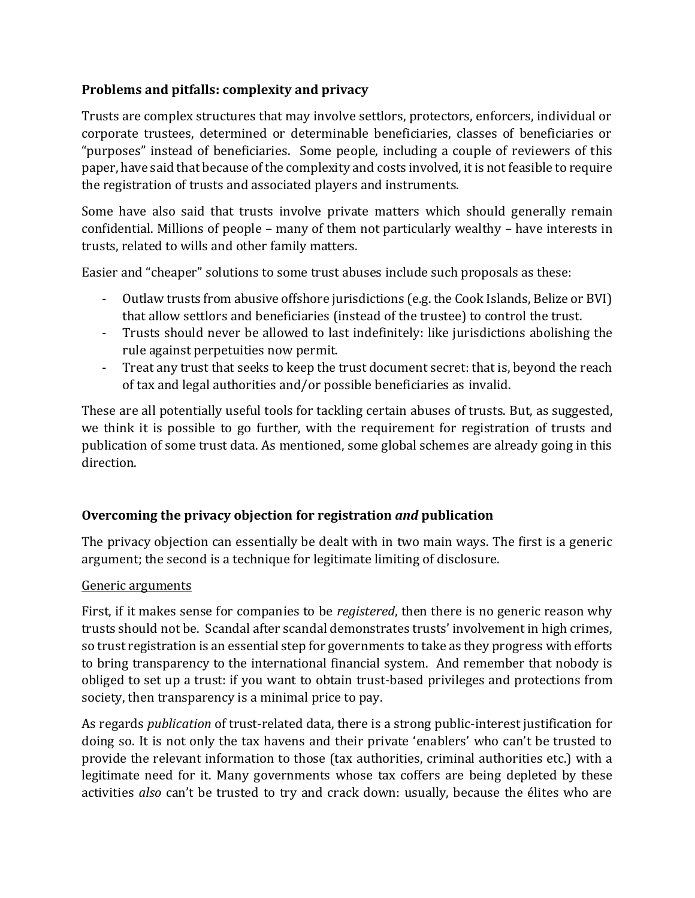### Problems and pitfalls: complexity and privacy

Trusts are complex structures that may involve settlors, protectors, enforcers, individual or corporate trustees, determined or determinable beneficiaries, classes of beneficiaries or "purposes" instead of beneficiaries. Some people, including a couple of reviewers of this paper, have said that because of the complexity and costs involved, it is not feasible to require the registration of trusts and associated players and instruments.

Some have also said that trusts involve private matters which should generally remain confidential. Millions of people – many of them not particularly wealthy – have interests in trusts, related to wills and other family matters.

Easier and "cheaper" solutions to some trust abuses include such proposals as these:

- Outlaw trusts from abusive offshore jurisdictions (e.g. the Cook Islands, Belize or BVI) that allow settlors and beneficiaries (instead of the trustee) to control the trust.
- Trusts should never be allowed to last indefinitely: like jurisdictions abolishing the rule against perpetuities now permit.
- Treat any trust that seeks to keep the trust document secret: that is, beyond the reach of tax and legal authorities and/or possible beneficiaries as invalid.

These are all potentially useful tools for tackling certain abuses of trusts. But, as suggested, we think it is possible to go further, with the requirement for registration of trusts and publication of some trust data. As mentioned, some global schemes are already going in this direction.

### Overcoming the privacy objection for registration *and* publication

The privacy objection can essentially be dealt with in two main ways. The first is a generic argument; the second is a technique for legitimate limiting of disclosure.

<u>Generic arguments</u>

First, if it makes sense for companies to be *registered*, then there is no generic reason why trusts should not be. Scandal after scandal demonstrates trusts' involvement in high crimes, so trust registration is an essential step for governments to take as they progress with efforts to bring transparency to the international financial system. And remember that nobody is obliged to set up a trust: if you want to obtain trust-based privileges and protections from society, then transparency is a minimal price to pay.

As regards *publication* of trust-related data, there is a strong public-interest justification for doing so. It is not only the tax havens and their private 'enablers' who can't be trusted to provide the relevant information to those (tax authorities, criminal authorities etc.) with a legitimate need for it. Many governments whose tax coffers are being depleted by these activities *also* can't be trusted to try and crack down: usually, because the élites who are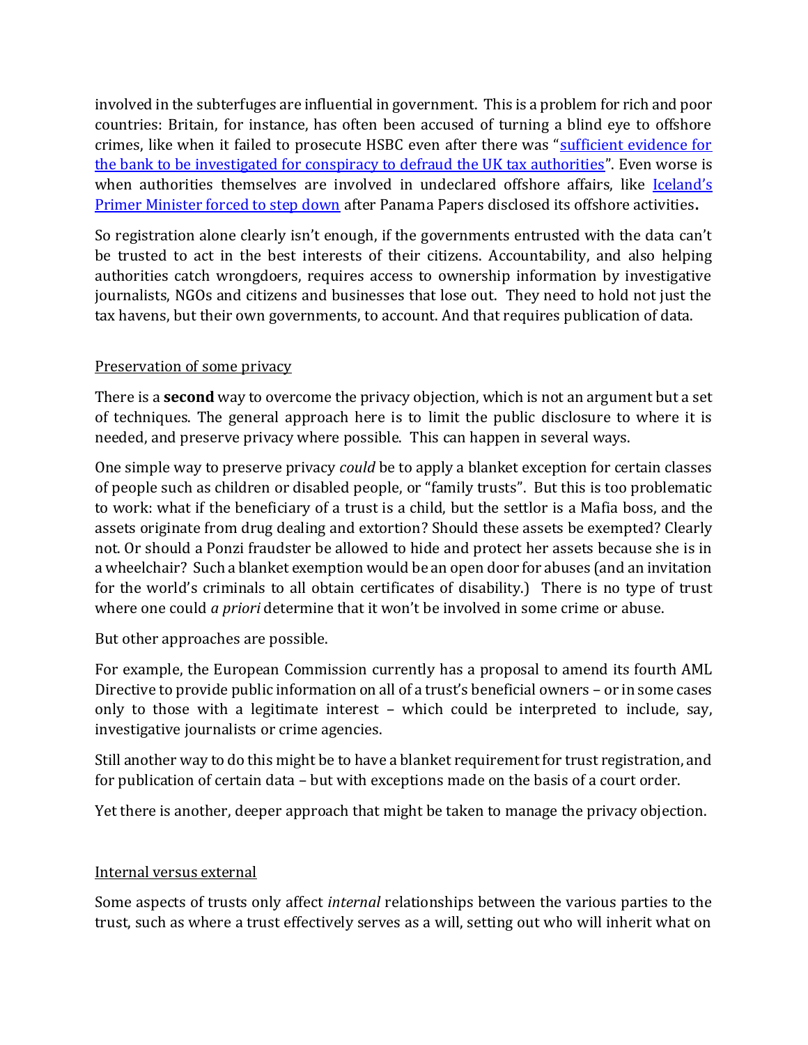involved in the subterfuges are influential in government. This is a problem for rich and poor countries: Britain, for instance, has often been accused of turning a blind eye to offshore crimes, like when it failed to prosecute HSBC even after there was "sufficient evidence for the bank to be investigated for conspiracy to defraud the UK tax authorities". Even worse is when authorities themselves are involved in undeclared offshore affairs, like Iceland's Primer Minister forced to step down after Panama Papers disclosed its offshore activities**.**

So registration alone clearly isn't enough, if the governments entrusted with the data can't be trusted to act in the best interests of their citizens. Accountability, and also helping authorities catch wrongdoers, requires access to ownership information by investigative journalists, NGOs and citizens and businesses that lose out. They need to hold not just the tax havens, but their own governments, to account. And that requires publication of data.

<u>Preservation of some privacy</u>

There is a **second** way to overcome the privacy objection, which is not an argument but a set of techniques. The general approach here is to limit the public disclosure to where it is needed, and preserve privacy where possible. This can happen in several ways.

One simple way to preserve privacy *could* be to apply a blanket exception for certain classes of people such as children or disabled people, or "family trusts". But this is too problematic to work: what if the beneficiary of a trust is a child, but the settlor is a Mafia boss, and the assets originate from drug dealing and extortion? Should these assets be exempted? Clearly not. Or should a Ponzi fraudster be allowed to hide and protect her assets because she is in a wheelchair? Such a blanket exemption would be an open door for abuses (and an invitation for the world's criminals to all obtain certificates of disability.) There is no type of trust where one could *a priori* determine that it won't be involved in some crime or abuse.

But other approaches are possible.

For example, the European Commission currently has a proposal to amend its fourth AML Directive to provide public information on all of a trust's beneficial owners – or in some cases only to those with a legitimate interest – which could be interpreted to include, say, investigative journalists or crime agencies.

Still another way to do this might be to have a blanket requirement for trust registration, and for publication of certain data – but with exceptions made on the basis of a court order.

Yet there is another, deeper approach that might be taken to manage the privacy objection.

<u>Internal versus external</u>

Some aspects of trusts only affect *internal* relationships between the various parties to the trust, such as where a trust effectively serves as a will, setting out who will inherit what on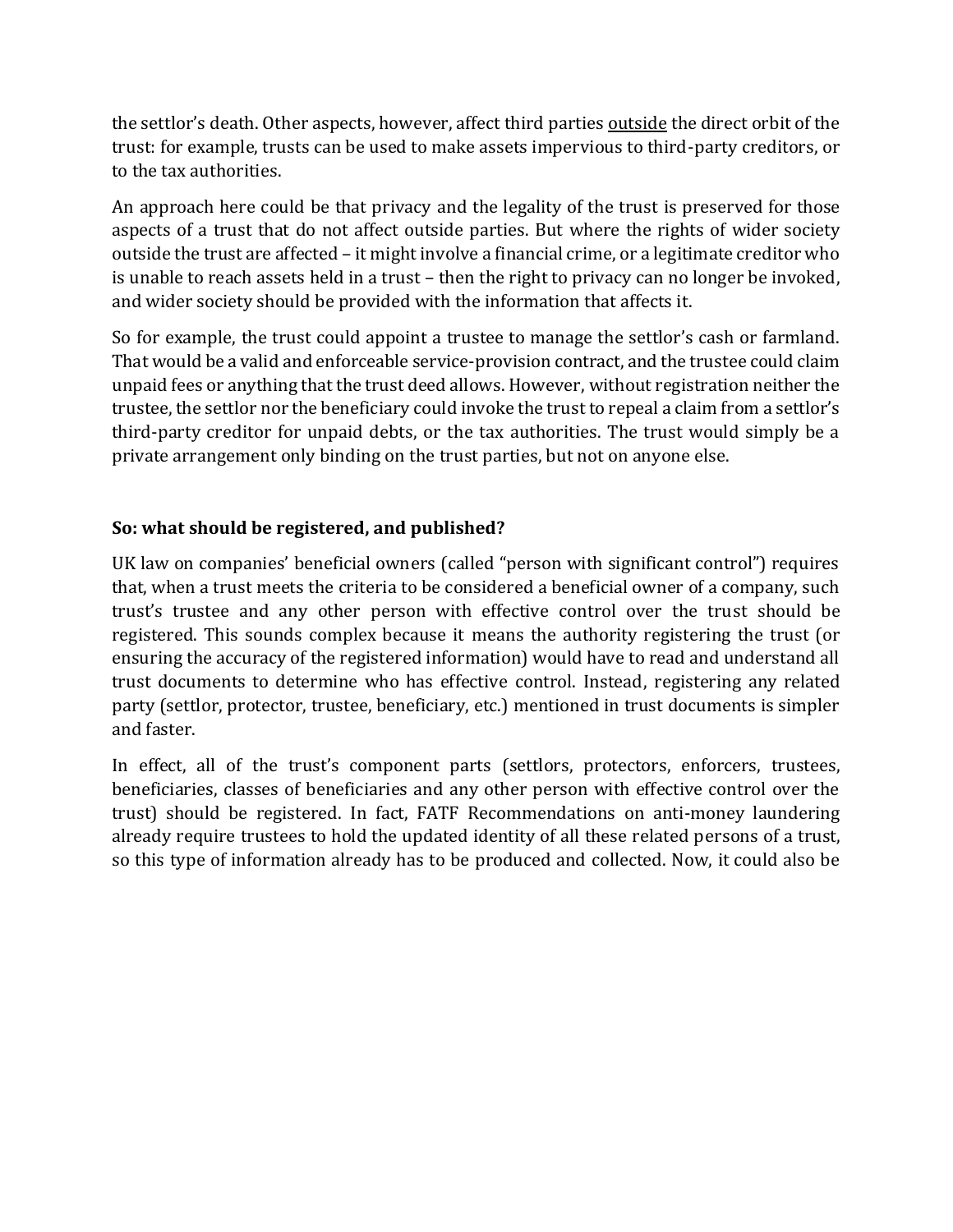the settlor's death. Other aspects, however, affect third parties <u>outside</u> the direct orbit of the trust: for example, trusts can be used to make assets impervious to third-party creditors, or to the tax authorities.

An approach here could be that privacy and the legality of the trust is preserved for those aspects of a trust that do not affect outside parties. But where the rights of wider society outside the trust are affected – it might involve a financial crime, or a legitimate creditor who is unable to reach assets held in a trust – then the right to privacy can no longer be invoked, and wider society should be provided with the information that affects it.

So for example, the trust could appoint a trustee to manage the settlor's cash or farmland. That would be a valid and enforceable service-provision contract, and the trustee could claim unpaid fees or anything that the trust deed allows. However, without registration neither the trustee, the settlor nor the beneficiary could invoke the trust to repeal a claim from a settlor's third-party creditor for unpaid debts, or the tax authorities. The trust would simply be a private arrangement only binding on the trust parties, but not on anyone else.

**So: what should be registered, and published?**

UK law on companies' beneficial owners (called "person with significant control") requires that, when a trust meets the criteria to be considered a beneficial owner of a company, such trust's trustee and any other person with effective control over the trust should be registered. This sounds complex because it means the authority registering the trust (or ensuring the accuracy of the registered information) would have to read and understand all trust documents to determine who has effective control. Instead, registering any related party (settlor, protector, trustee, beneficiary, etc.) mentioned in trust documents is simpler and faster.

In effect, all of the trust's component parts (settlors, protectors, enforcers, trustees, beneficiaries, classes of beneficiaries and any other person with effective control over the trust) should be registered. In fact, FATF Recommendations on anti-money laundering already require trustees to hold the updated identity of all these related persons of a trust, so this type of information already has to be produced and collected. Now, it could also be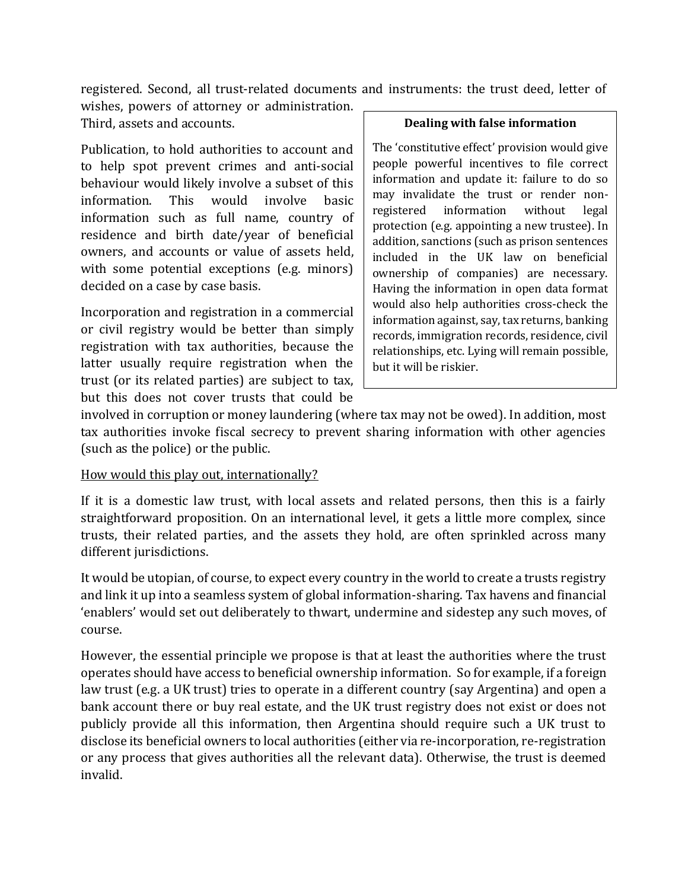registered. Second, all trust-related documents and instruments: the trust deed, letter of wishes, powers of attorney or administration. Third, assets and accounts.

Publication, to hold authorities to account and to help spot prevent crimes and anti-social behaviour would likely involve a subset of this information. This would involve basic information such as full name, country of residence and birth date/year of beneficial owners, and accounts or value of assets held, with some potential exceptions (e.g. minors) decided on a case by case basis.

Incorporation and registration in a commercial or civil registry would be better than simply registration with tax authorities, because the latter usually require registration when the trust (or its related parties) are subject to tax, but this does not cover trusts that could be involved in corruption or money laundering (where tax may not be owed). In addition, most tax authorities invoke fiscal secrecy to prevent sharing information with other agencies (such as the police) or the public.

> **Dealing with false information**
>
> The 'constitutive effect' provision would give people powerful incentives to file correct information and update it: failure to do so may invalidate the trust or render non-registered information without legal protection (e.g. appointing a new trustee). In addition, sanctions (such as prison sentences included in the UK law on beneficial ownership of companies) are necessary. Having the information in open data format would also help authorities cross-check the information against, say, tax returns, banking records, immigration records, residence, civil relationships, etc. Lying will remain possible, but it will be riskier.

<u>How would this play out, internationally?</u>

If it is a domestic law trust, with local assets and related persons, then this is a fairly straightforward proposition. On an international level, it gets a little more complex, since trusts, their related parties, and the assets they hold, are often sprinkled across many different jurisdictions.

It would be utopian, of course, to expect every country in the world to create a trusts registry and link it up into a seamless system of global information-sharing. Tax havens and financial 'enablers' would set out deliberately to thwart, undermine and sidestep any such moves, of course.

However, the essential principle we propose is that at least the authorities where the trust operates should have access to beneficial ownership information. So for example, if a foreign law trust (e.g. a UK trust) tries to operate in a different country (say Argentina) and open a bank account there or buy real estate, and the UK trust registry does not exist or does not publicly provide all this information, then Argentina should require such a UK trust to disclose its beneficial owners to local authorities (either via re-incorporation, re-registration or any process that gives authorities all the relevant data). Otherwise, the trust is deemed invalid.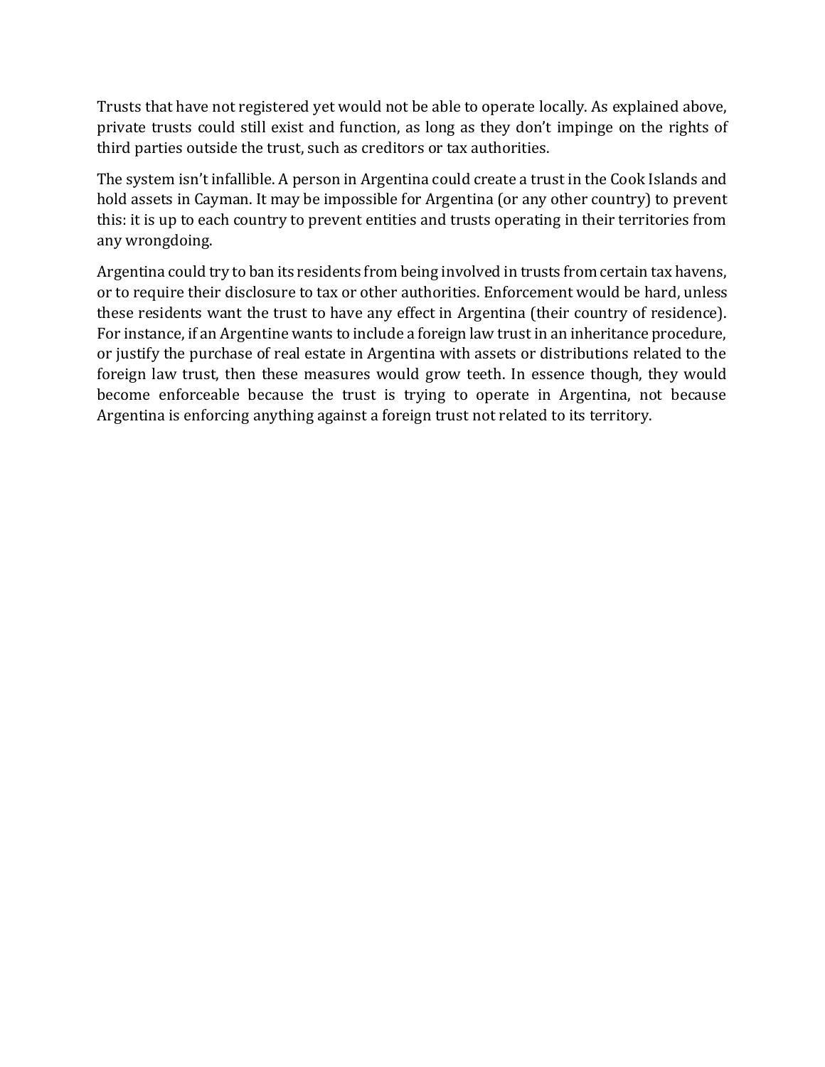Trusts that have not registered yet would not be able to operate locally. As explained above, private trusts could still exist and function, as long as they don't impinge on the rights of third parties outside the trust, such as creditors or tax authorities.

The system isn't infallible. A person in Argentina could create a trust in the Cook Islands and hold assets in Cayman. It may be impossible for Argentina (or any other country) to prevent this: it is up to each country to prevent entities and trusts operating in their territories from any wrongdoing.

Argentina could try to ban its residents from being involved in trusts from certain tax havens, or to require their disclosure to tax or other authorities. Enforcement would be hard, unless these residents want the trust to have any effect in Argentina (their country of residence). For instance, if an Argentine wants to include a foreign law trust in an inheritance procedure, or justify the purchase of real estate in Argentina with assets or distributions related to the foreign law trust, then these measures would grow teeth. In essence though, they would become enforceable because the trust is trying to operate in Argentina, not because Argentina is enforcing anything against a foreign trust not related to its territory.